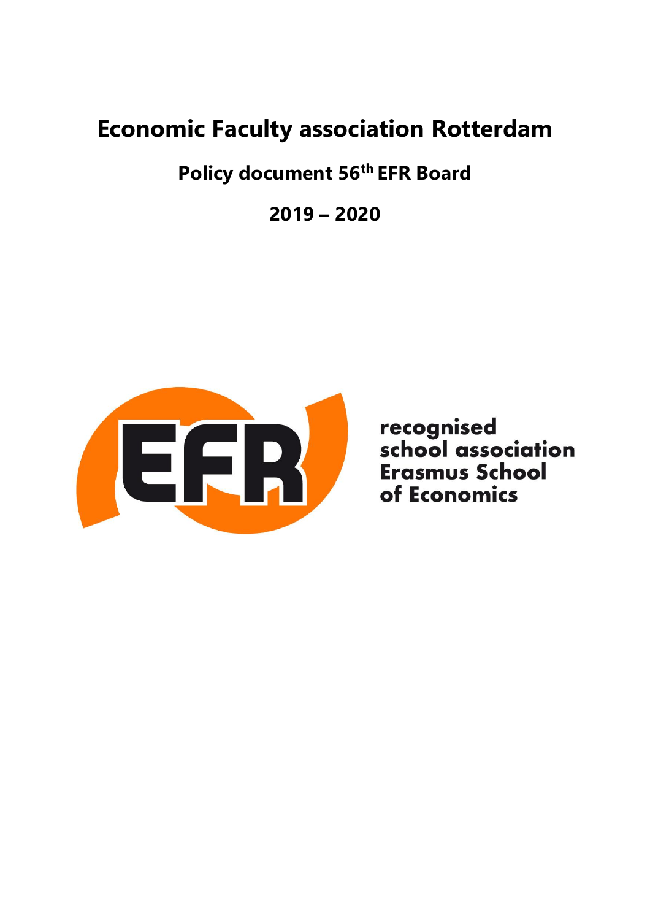# Economic Faculty association Rotterdam

## Policy document 56th EFR Board

## 2019 – 2020

recognised
school association
Erasmus School
of Economics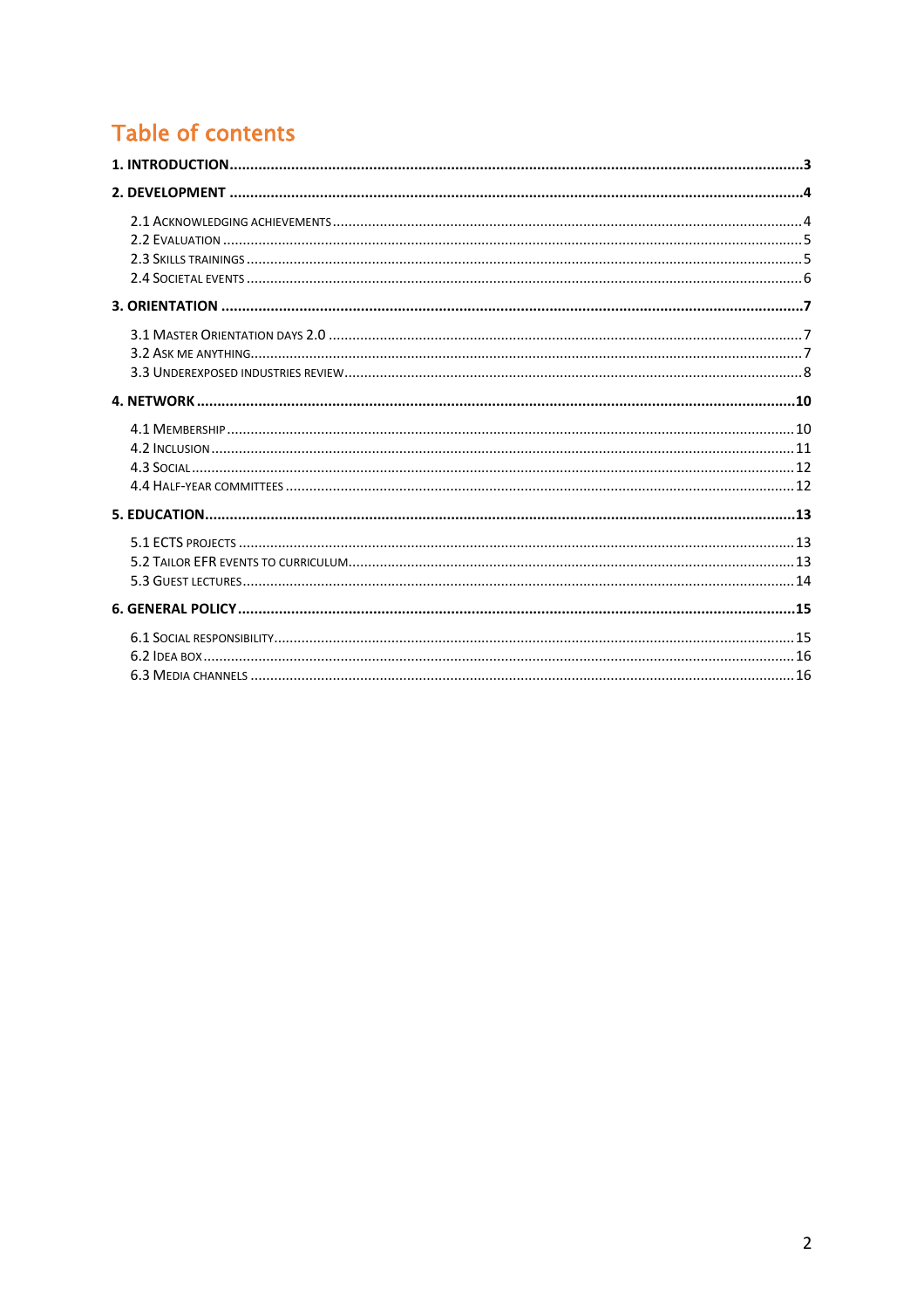# Table of contents

**1. INTRODUCTION** ........ **3**

**2. DEVELOPMENT** ........ **4**

- 2.1 Acknowledging achievements ........ 4
- 2.2 Evaluation ........ 5
- 2.3 Skills trainings ........ 5
- 2.4 Societal events ........ 6

**3. ORIENTATION** ........ **7**

- 3.1 Master Orientation days 2.0 ........ 7
- 3.2 Ask me anything ........ 7
- 3.3 Underexposed industries review ........ 8

**4. NETWORK** ........ **10**

- 4.1 Membership ........ 10
- 4.2 Inclusion ........ 11
- 4.3 Social ........ 12
- 4.4 Half-year committees ........ 12

**5. EDUCATION** ........ **13**

- 5.1 ECTS projects ........ 13
- 5.2 Tailor EFR events to curriculum ........ 13
- 5.3 Guest lectures ........ 14

**6. GENERAL POLICY** ........ **15**

- 6.1 Social responsibility ........ 15
- 6.2 Idea box ........ 16
- 6.3 Media channels ........ 16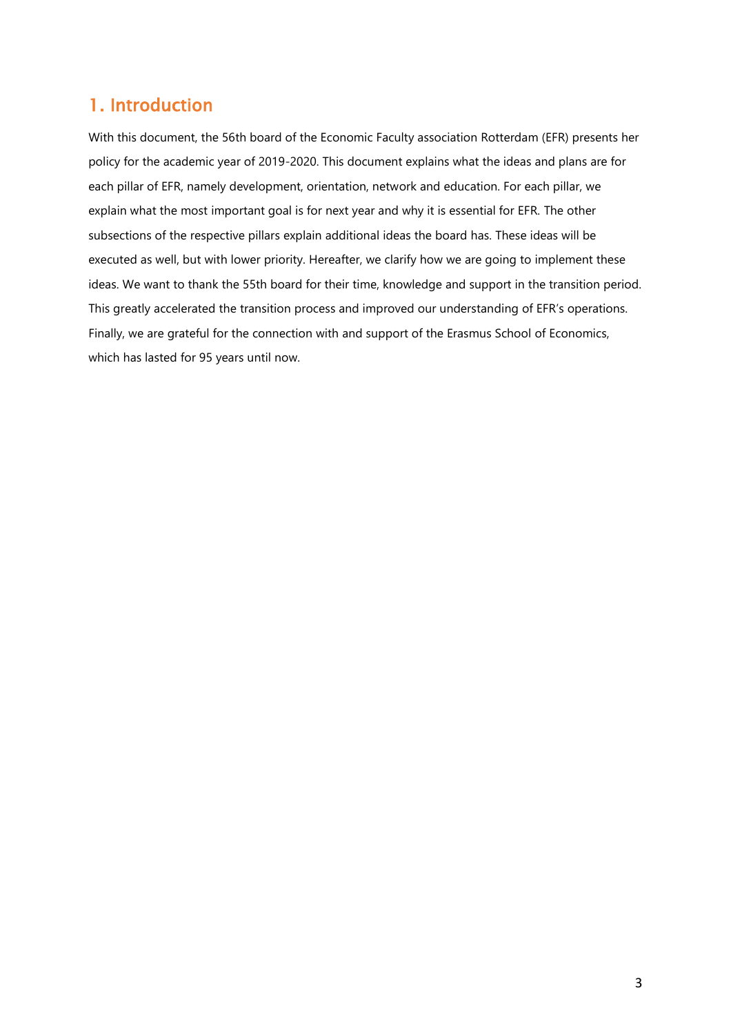# 1. Introduction

With this document, the 56th board of the Economic Faculty association Rotterdam (EFR) presents her policy for the academic year of 2019-2020. This document explains what the ideas and plans are for each pillar of EFR, namely development, orientation, network and education. For each pillar, we explain what the most important goal is for next year and why it is essential for EFR. The other subsections of the respective pillars explain additional ideas the board has. These ideas will be executed as well, but with lower priority. Hereafter, we clarify how we are going to implement these ideas. We want to thank the 55th board for their time, knowledge and support in the transition period. This greatly accelerated the transition process and improved our understanding of EFR's operations. Finally, we are grateful for the connection with and support of the Erasmus School of Economics, which has lasted for 95 years until now.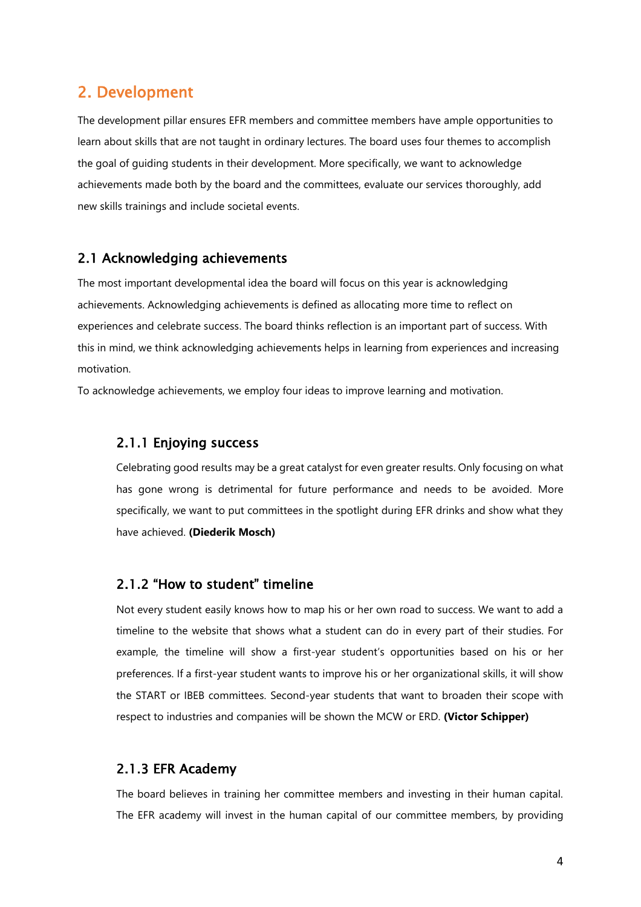## 2. Development

The development pillar ensures EFR members and committee members have ample opportunities to learn about skills that are not taught in ordinary lectures. The board uses four themes to accomplish the goal of guiding students in their development. More specifically, we want to acknowledge achievements made both by the board and the committees, evaluate our services thoroughly, add new skills trainings and include societal events.

### 2.1 Acknowledging achievements

The most important developmental idea the board will focus on this year is acknowledging achievements. Acknowledging achievements is defined as allocating more time to reflect on experiences and celebrate success. The board thinks reflection is an important part of success. With this in mind, we think acknowledging achievements helps in learning from experiences and increasing motivation.

To acknowledge achievements, we employ four ideas to improve learning and motivation.

#### 2.1.1 Enjoying success

Celebrating good results may be a great catalyst for even greater results. Only focusing on what has gone wrong is detrimental for future performance and needs to be avoided. More specifically, we want to put committees in the spotlight during EFR drinks and show what they have achieved. **(Diederik Mosch)**

#### 2.1.2 "How to student" timeline

Not every student easily knows how to map his or her own road to success. We want to add a timeline to the website that shows what a student can do in every part of their studies. For example, the timeline will show a first-year student's opportunities based on his or her preferences. If a first-year student wants to improve his or her organizational skills, it will show the START or IBEB committees. Second-year students that want to broaden their scope with respect to industries and companies will be shown the MCW or ERD. **(Victor Schipper)**

#### 2.1.3 EFR Academy

The board believes in training her committee members and investing in their human capital. The EFR academy will invest in the human capital of our committee members, by providing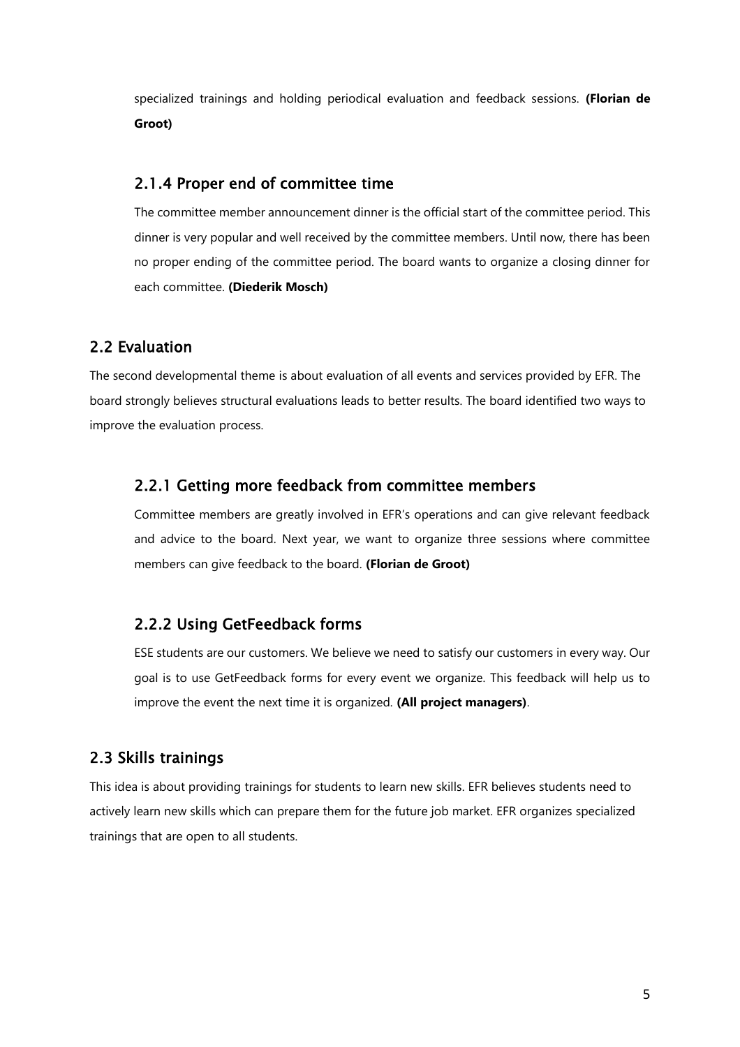specialized trainings and holding periodical evaluation and feedback sessions. **(Florian de Groot)**

### 2.1.4 Proper end of committee time

The committee member announcement dinner is the official start of the committee period. This dinner is very popular and well received by the committee members. Until now, there has been no proper ending of the committee period. The board wants to organize a closing dinner for each committee. **(Diederik Mosch)**

## 2.2 Evaluation

The second developmental theme is about evaluation of all events and services provided by EFR. The board strongly believes structural evaluations leads to better results. The board identified two ways to improve the evaluation process.

### 2.2.1 Getting more feedback from committee members

Committee members are greatly involved in EFR's operations and can give relevant feedback and advice to the board. Next year, we want to organize three sessions where committee members can give feedback to the board. **(Florian de Groot)**

### 2.2.2 Using GetFeedback forms

ESE students are our customers. We believe we need to satisfy our customers in every way. Our goal is to use GetFeedback forms for every event we organize. This feedback will help us to improve the event the next time it is organized. **(All project managers)**.

## 2.3 Skills trainings

This idea is about providing trainings for students to learn new skills. EFR believes students need to actively learn new skills which can prepare them for the future job market. EFR organizes specialized trainings that are open to all students.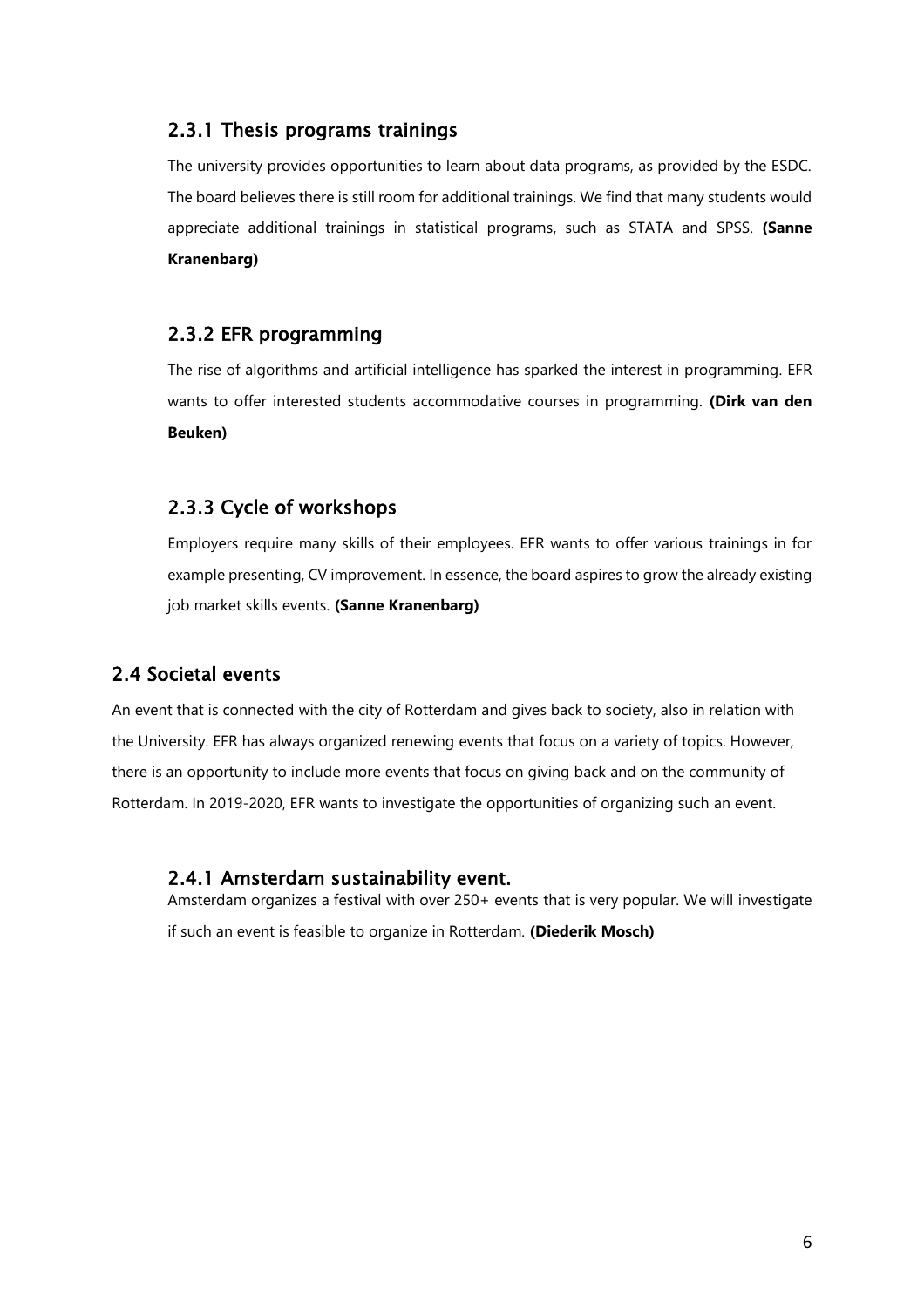### 2.3.1 Thesis programs trainings

The university provides opportunities to learn about data programs, as provided by the ESDC. The board believes there is still room for additional trainings. We find that many students would appreciate additional trainings in statistical programs, such as STATA and SPSS. **(Sanne Kranenbarg)**

### 2.3.2 EFR programming

The rise of algorithms and artificial intelligence has sparked the interest in programming. EFR wants to offer interested students accommodative courses in programming. **(Dirk van den Beuken)**

### 2.3.3 Cycle of workshops

Employers require many skills of their employees. EFR wants to offer various trainings in for example presenting, CV improvement. In essence, the board aspires to grow the already existing job market skills events. **(Sanne Kranenbarg)**

## 2.4 Societal events

An event that is connected with the city of Rotterdam and gives back to society, also in relation with the University. EFR has always organized renewing events that focus on a variety of topics. However, there is an opportunity to include more events that focus on giving back and on the community of Rotterdam. In 2019-2020, EFR wants to investigate the opportunities of organizing such an event.

### 2.4.1 Amsterdam sustainability event.

Amsterdam organizes a festival with over 250+ events that is very popular. We will investigate if such an event is feasible to organize in Rotterdam. **(Diederik Mosch)**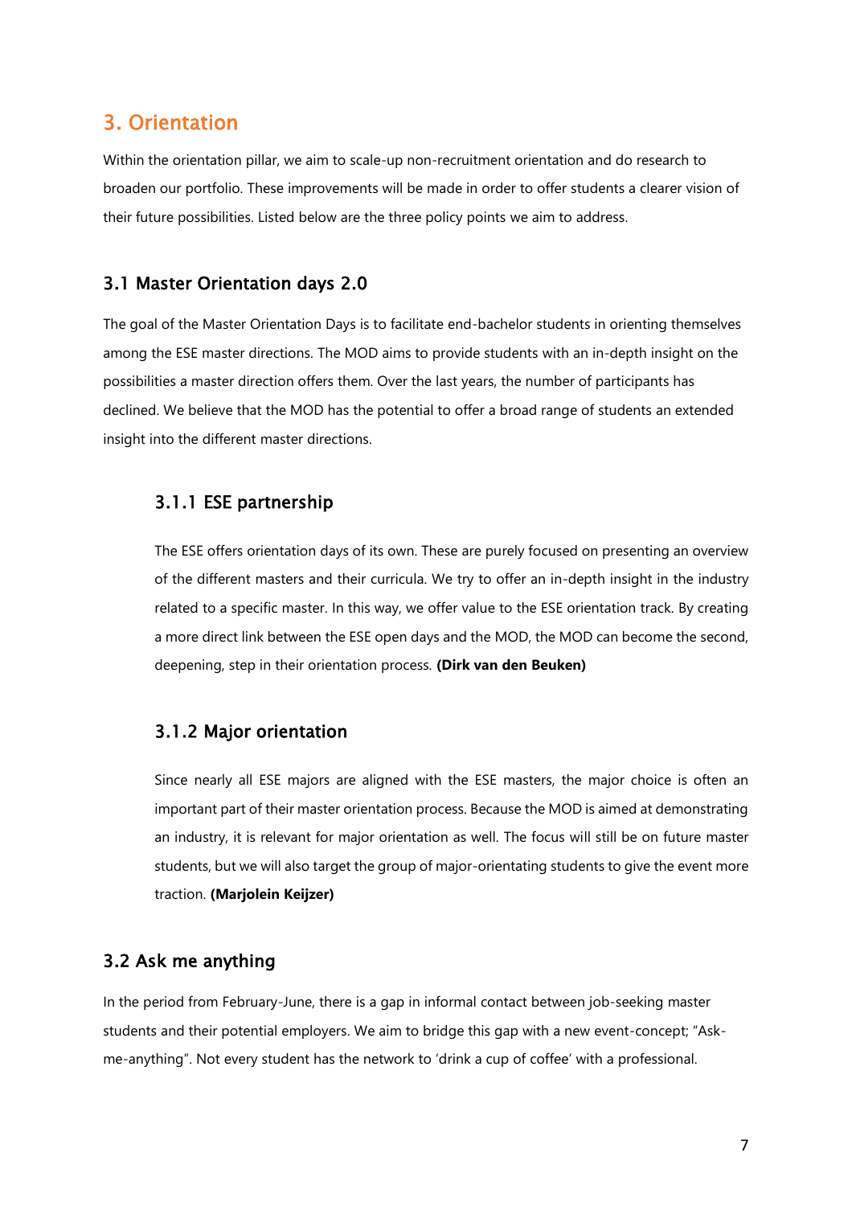# 3. Orientation

Within the orientation pillar, we aim to scale-up non-recruitment orientation and do research to broaden our portfolio. These improvements will be made in order to offer students a clearer vision of their future possibilities. Listed below are the three policy points we aim to address.

## 3.1 Master Orientation days 2.0

The goal of the Master Orientation Days is to facilitate end-bachelor students in orienting themselves among the ESE master directions. The MOD aims to provide students with an in-depth insight on the possibilities a master direction offers them. Over the last years, the number of participants has declined. We believe that the MOD has the potential to offer a broad range of students an extended insight into the different master directions.

### 3.1.1 ESE partnership

The ESE offers orientation days of its own. These are purely focused on presenting an overview of the different masters and their curricula. We try to offer an in-depth insight in the industry related to a specific master. In this way, we offer value to the ESE orientation track. By creating a more direct link between the ESE open days and the MOD, the MOD can become the second, deepening, step in their orientation process. **(Dirk van den Beuken)**

### 3.1.2 Major orientation

Since nearly all ESE majors are aligned with the ESE masters, the major choice is often an important part of their master orientation process. Because the MOD is aimed at demonstrating an industry, it is relevant for major orientation as well. The focus will still be on future master students, but we will also target the group of major-orientating students to give the event more traction. **(Marjolein Keijzer)**

## 3.2 Ask me anything

In the period from February-June, there is a gap in informal contact between job-seeking master students and their potential employers. We aim to bridge this gap with a new event-concept; "Ask-me-anything". Not every student has the network to 'drink a cup of coffee' with a professional.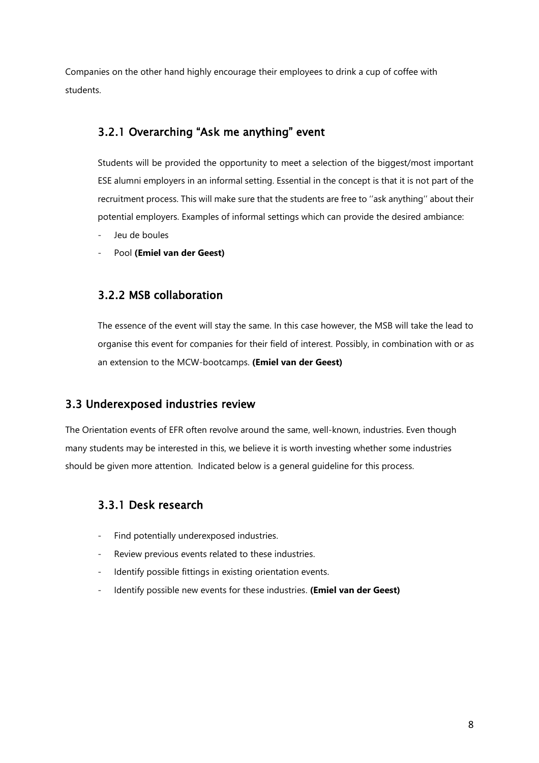Companies on the other hand highly encourage their employees to drink a cup of coffee with students.

### 3.2.1 Overarching "Ask me anything" event

Students will be provided the opportunity to meet a selection of the biggest/most important ESE alumni employers in an informal setting. Essential in the concept is that it is not part of the recruitment process. This will make sure that the students are free to ''ask anything'' about their potential employers. Examples of informal settings which can provide the desired ambiance:

- Jeu de boules
- Pool **(Emiel van der Geest)**

### 3.2.2 MSB collaboration

The essence of the event will stay the same. In this case however, the MSB will take the lead to organise this event for companies for their field of interest. Possibly, in combination with or as an extension to the MCW-bootcamps. **(Emiel van der Geest)**

## 3.3 Underexposed industries review

The Orientation events of EFR often revolve around the same, well-known, industries. Even though many students may be interested in this, we believe it is worth investing whether some industries should be given more attention. Indicated below is a general guideline for this process.

### 3.3.1 Desk research

- Find potentially underexposed industries.
- Review previous events related to these industries.
- Identify possible fittings in existing orientation events.
- Identify possible new events for these industries. **(Emiel van der Geest)**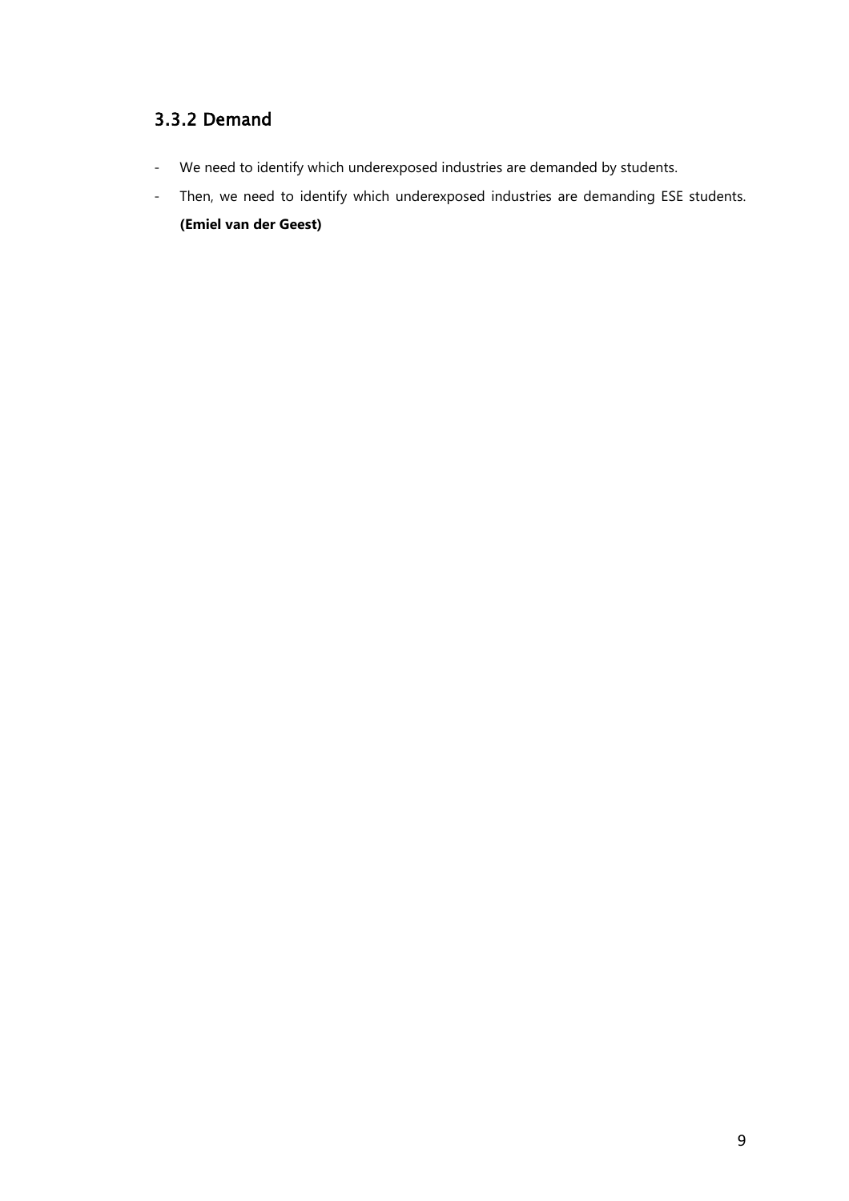### 3.3.2 Demand

- We need to identify which underexposed industries are demanded by students.
- Then, we need to identify which underexposed industries are demanding ESE students. **(Emiel van der Geest)**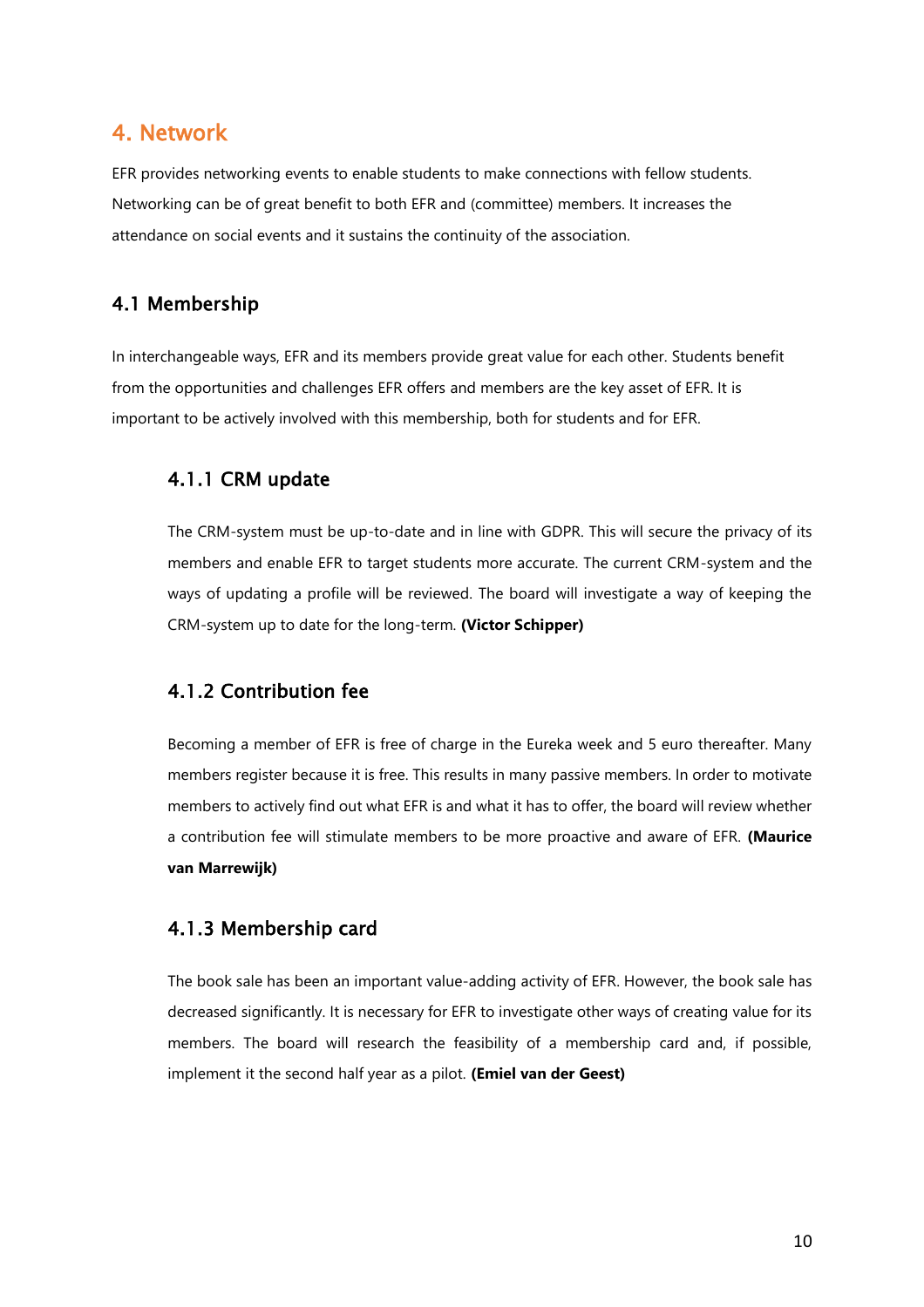# 4. Network

EFR provides networking events to enable students to make connections with fellow students. Networking can be of great benefit to both EFR and (committee) members. It increases the attendance on social events and it sustains the continuity of the association.

## 4.1 Membership

In interchangeable ways, EFR and its members provide great value for each other. Students benefit from the opportunities and challenges EFR offers and members are the key asset of EFR. It is important to be actively involved with this membership, both for students and for EFR.

### 4.1.1 CRM update

The CRM-system must be up-to-date and in line with GDPR. This will secure the privacy of its members and enable EFR to target students more accurate. The current CRM-system and the ways of updating a profile will be reviewed. The board will investigate a way of keeping the CRM-system up to date for the long-term. **(Victor Schipper)**

### 4.1.2 Contribution fee

Becoming a member of EFR is free of charge in the Eureka week and 5 euro thereafter. Many members register because it is free. This results in many passive members. In order to motivate members to actively find out what EFR is and what it has to offer, the board will review whether a contribution fee will stimulate members to be more proactive and aware of EFR. **(Maurice van Marrewijk)**

### 4.1.3 Membership card

The book sale has been an important value-adding activity of EFR. However, the book sale has decreased significantly. It is necessary for EFR to investigate other ways of creating value for its members. The board will research the feasibility of a membership card and, if possible, implement it the second half year as a pilot. **(Emiel van der Geest)**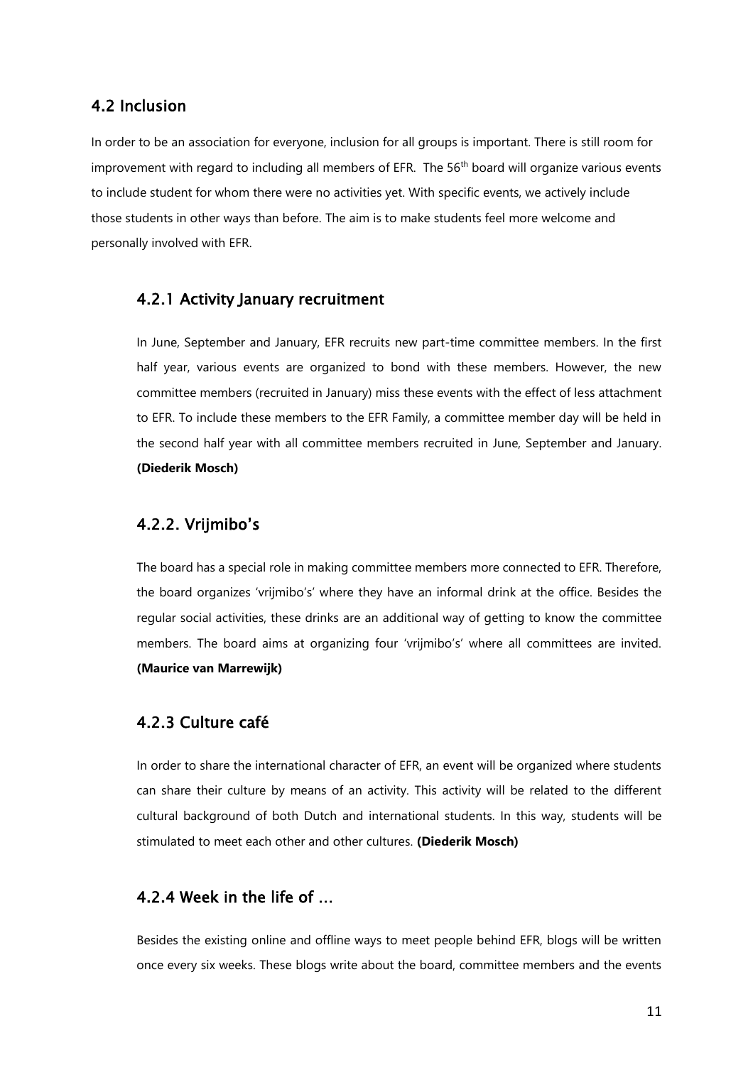## 4.2 Inclusion

In order to be an association for everyone, inclusion for all groups is important. There is still room for improvement with regard to including all members of EFR. The 56th board will organize various events to include student for whom there were no activities yet. With specific events, we actively include those students in other ways than before. The aim is to make students feel more welcome and personally involved with EFR.

### 4.2.1 Activity January recruitment

In June, September and January, EFR recruits new part-time committee members. In the first half year, various events are organized to bond with these members. However, the new committee members (recruited in January) miss these events with the effect of less attachment to EFR. To include these members to the EFR Family, a committee member day will be held in the second half year with all committee members recruited in June, September and January. **(Diederik Mosch)**

### 4.2.2. Vrijmibo's

The board has a special role in making committee members more connected to EFR. Therefore, the board organizes 'vrijmibo's' where they have an informal drink at the office. Besides the regular social activities, these drinks are an additional way of getting to know the committee members. The board aims at organizing four 'vrijmibo's' where all committees are invited. **(Maurice van Marrewijk)**

### 4.2.3 Culture café

In order to share the international character of EFR, an event will be organized where students can share their culture by means of an activity. This activity will be related to the different cultural background of both Dutch and international students. In this way, students will be stimulated to meet each other and other cultures. **(Diederik Mosch)**

### 4.2.4 Week in the life of …

Besides the existing online and offline ways to meet people behind EFR, blogs will be written once every six weeks. These blogs write about the board, committee members and the events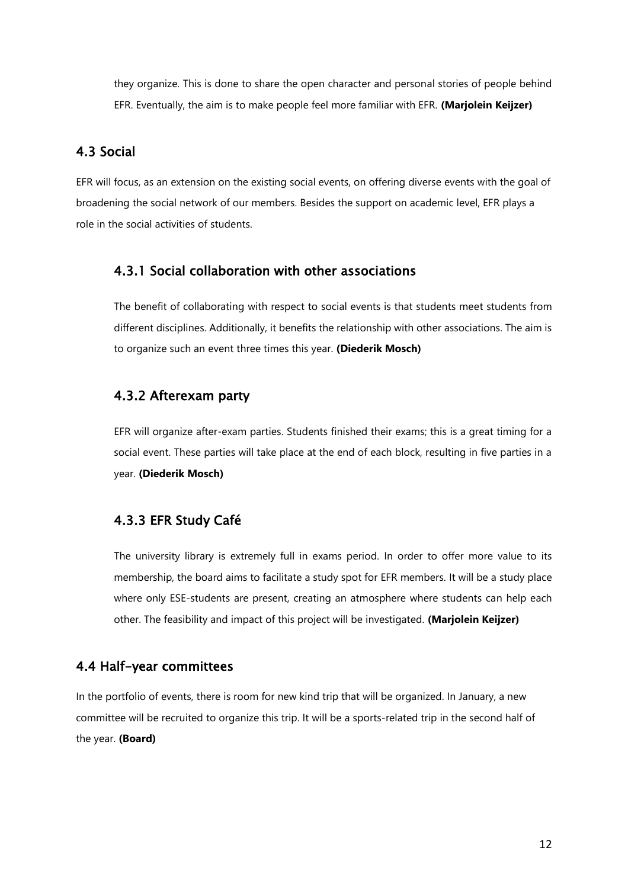they organize. This is done to share the open character and personal stories of people behind EFR. Eventually, the aim is to make people feel more familiar with EFR. **(Marjolein Keijzer)**

## 4.3 Social

EFR will focus, as an extension on the existing social events, on offering diverse events with the goal of broadening the social network of our members. Besides the support on academic level, EFR plays a role in the social activities of students.

### 4.3.1 Social collaboration with other associations

The benefit of collaborating with respect to social events is that students meet students from different disciplines. Additionally, it benefits the relationship with other associations. The aim is to organize such an event three times this year. **(Diederik Mosch)**

### 4.3.2 Afterexam party

EFR will organize after-exam parties. Students finished their exams; this is a great timing for a social event. These parties will take place at the end of each block, resulting in five parties in a year. **(Diederik Mosch)**

### 4.3.3 EFR Study Café

The university library is extremely full in exams period. In order to offer more value to its membership, the board aims to facilitate a study spot for EFR members. It will be a study place where only ESE-students are present, creating an atmosphere where students can help each other. The feasibility and impact of this project will be investigated. **(Marjolein Keijzer)**

## 4.4 Half-year committees

In the portfolio of events, there is room for new kind trip that will be organized. In January, a new committee will be recruited to organize this trip. It will be a sports-related trip in the second half of the year. **(Board)**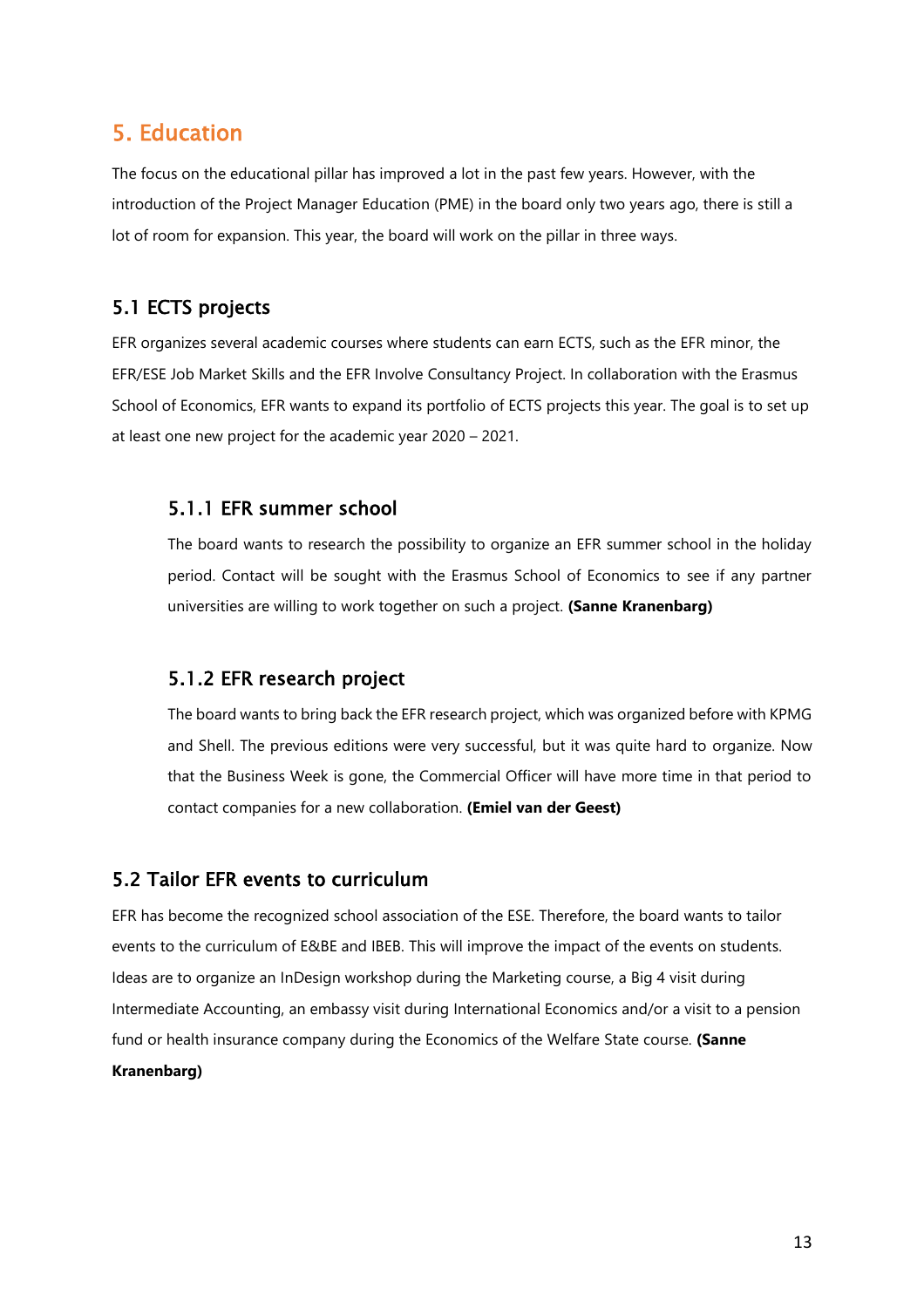# 5. Education

The focus on the educational pillar has improved a lot in the past few years. However, with the introduction of the Project Manager Education (PME) in the board only two years ago, there is still a lot of room for expansion. This year, the board will work on the pillar in three ways.

## 5.1 ECTS projects

EFR organizes several academic courses where students can earn ECTS, such as the EFR minor, the EFR/ESE Job Market Skills and the EFR Involve Consultancy Project. In collaboration with the Erasmus School of Economics, EFR wants to expand its portfolio of ECTS projects this year. The goal is to set up at least one new project for the academic year 2020 – 2021.

### 5.1.1 EFR summer school

The board wants to research the possibility to organize an EFR summer school in the holiday period. Contact will be sought with the Erasmus School of Economics to see if any partner universities are willing to work together on such a project. **(Sanne Kranenbarg)**

### 5.1.2 EFR research project

The board wants to bring back the EFR research project, which was organized before with KPMG and Shell. The previous editions were very successful, but it was quite hard to organize. Now that the Business Week is gone, the Commercial Officer will have more time in that period to contact companies for a new collaboration. **(Emiel van der Geest)**

## 5.2 Tailor EFR events to curriculum

EFR has become the recognized school association of the ESE. Therefore, the board wants to tailor events to the curriculum of E&BE and IBEB. This will improve the impact of the events on students. Ideas are to organize an InDesign workshop during the Marketing course, a Big 4 visit during Intermediate Accounting, an embassy visit during International Economics and/or a visit to a pension fund or health insurance company during the Economics of the Welfare State course. **(Sanne Kranenbarg)**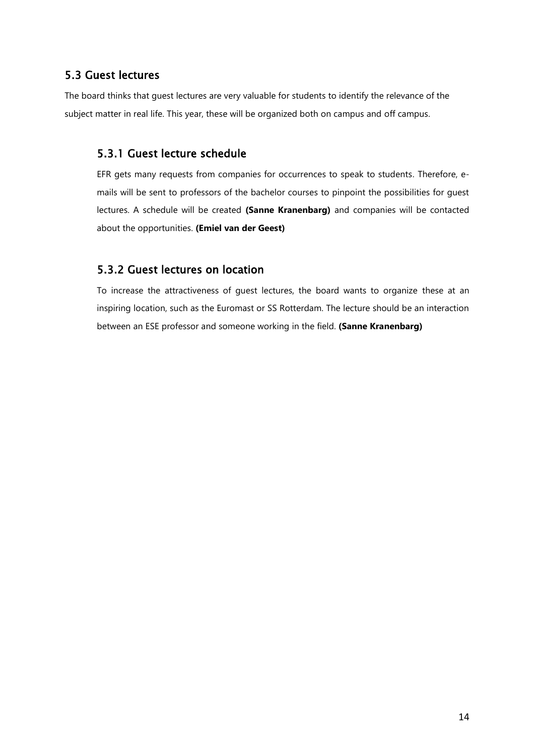## 5.3 Guest lectures

The board thinks that guest lectures are very valuable for students to identify the relevance of the subject matter in real life. This year, these will be organized both on campus and off campus.

### 5.3.1 Guest lecture schedule

EFR gets many requests from companies for occurrences to speak to students. Therefore, e-mails will be sent to professors of the bachelor courses to pinpoint the possibilities for guest lectures. A schedule will be created **(Sanne Kranenbarg)** and companies will be contacted about the opportunities. **(Emiel van der Geest)**

### 5.3.2 Guest lectures on location

To increase the attractiveness of guest lectures, the board wants to organize these at an inspiring location, such as the Euromast or SS Rotterdam. The lecture should be an interaction between an ESE professor and someone working in the field. **(Sanne Kranenbarg)**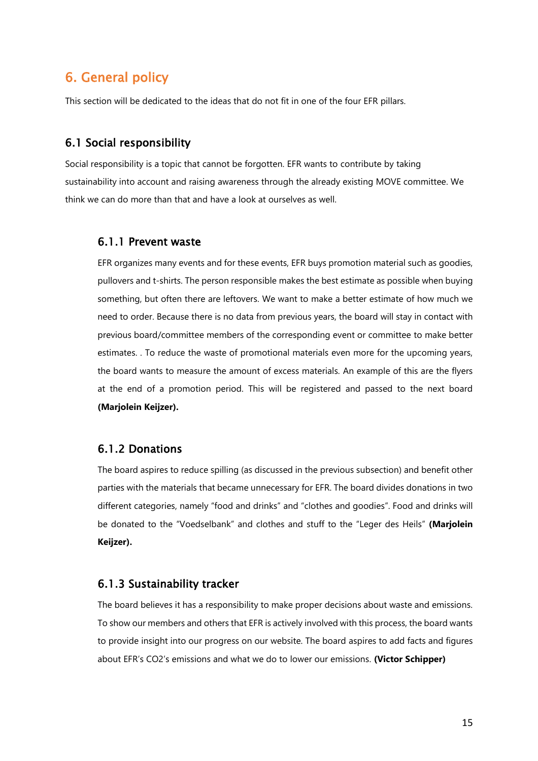# 6. General policy

This section will be dedicated to the ideas that do not fit in one of the four EFR pillars.

## 6.1 Social responsibility

Social responsibility is a topic that cannot be forgotten. EFR wants to contribute by taking sustainability into account and raising awareness through the already existing MOVE committee. We think we can do more than that and have a look at ourselves as well.

### 6.1.1 Prevent waste

EFR organizes many events and for these events, EFR buys promotion material such as goodies, pullovers and t-shirts. The person responsible makes the best estimate as possible when buying something, but often there are leftovers. We want to make a better estimate of how much we need to order. Because there is no data from previous years, the board will stay in contact with previous board/committee members of the corresponding event or committee to make better estimates. . To reduce the waste of promotional materials even more for the upcoming years, the board wants to measure the amount of excess materials. An example of this are the flyers at the end of a promotion period. This will be registered and passed to the next board **(Marjolein Keijzer).**

### 6.1.2 Donations

The board aspires to reduce spilling (as discussed in the previous subsection) and benefit other parties with the materials that became unnecessary for EFR. The board divides donations in two different categories, namely "food and drinks" and "clothes and goodies". Food and drinks will be donated to the "Voedselbank" and clothes and stuff to the "Leger des Heils" **(Marjolein Keijzer).**

### 6.1.3 Sustainability tracker

The board believes it has a responsibility to make proper decisions about waste and emissions. To show our members and others that EFR is actively involved with this process, the board wants to provide insight into our progress on our website. The board aspires to add facts and figures about EFR's $CO_2$'s emissions and what we do to lower our emissions. **(Victor Schipper)**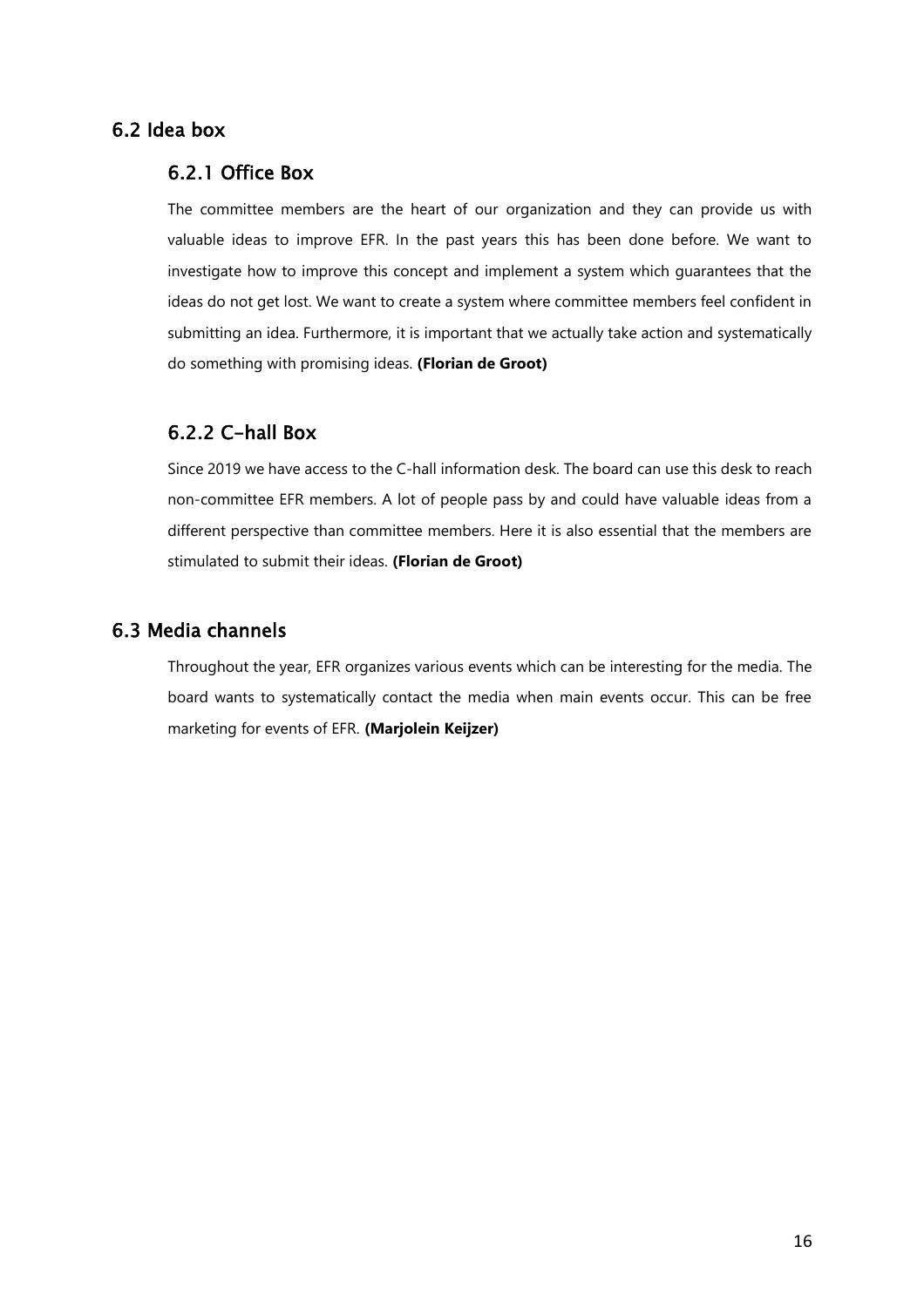## 6.2 Idea box

### 6.2.1 Office Box

The committee members are the heart of our organization and they can provide us with valuable ideas to improve EFR. In the past years this has been done before. We want to investigate how to improve this concept and implement a system which guarantees that the ideas do not get lost. We want to create a system where committee members feel confident in submitting an idea. Furthermore, it is important that we actually take action and systematically do something with promising ideas. **(Florian de Groot)**

### 6.2.2 C-hall Box

Since 2019 we have access to the C-hall information desk. The board can use this desk to reach non-committee EFR members. A lot of people pass by and could have valuable ideas from a different perspective than committee members. Here it is also essential that the members are stimulated to submit their ideas. **(Florian de Groot)**

## 6.3 Media channels

Throughout the year, EFR organizes various events which can be interesting for the media. The board wants to systematically contact the media when main events occur. This can be free marketing for events of EFR. **(Marjolein Keijzer)**